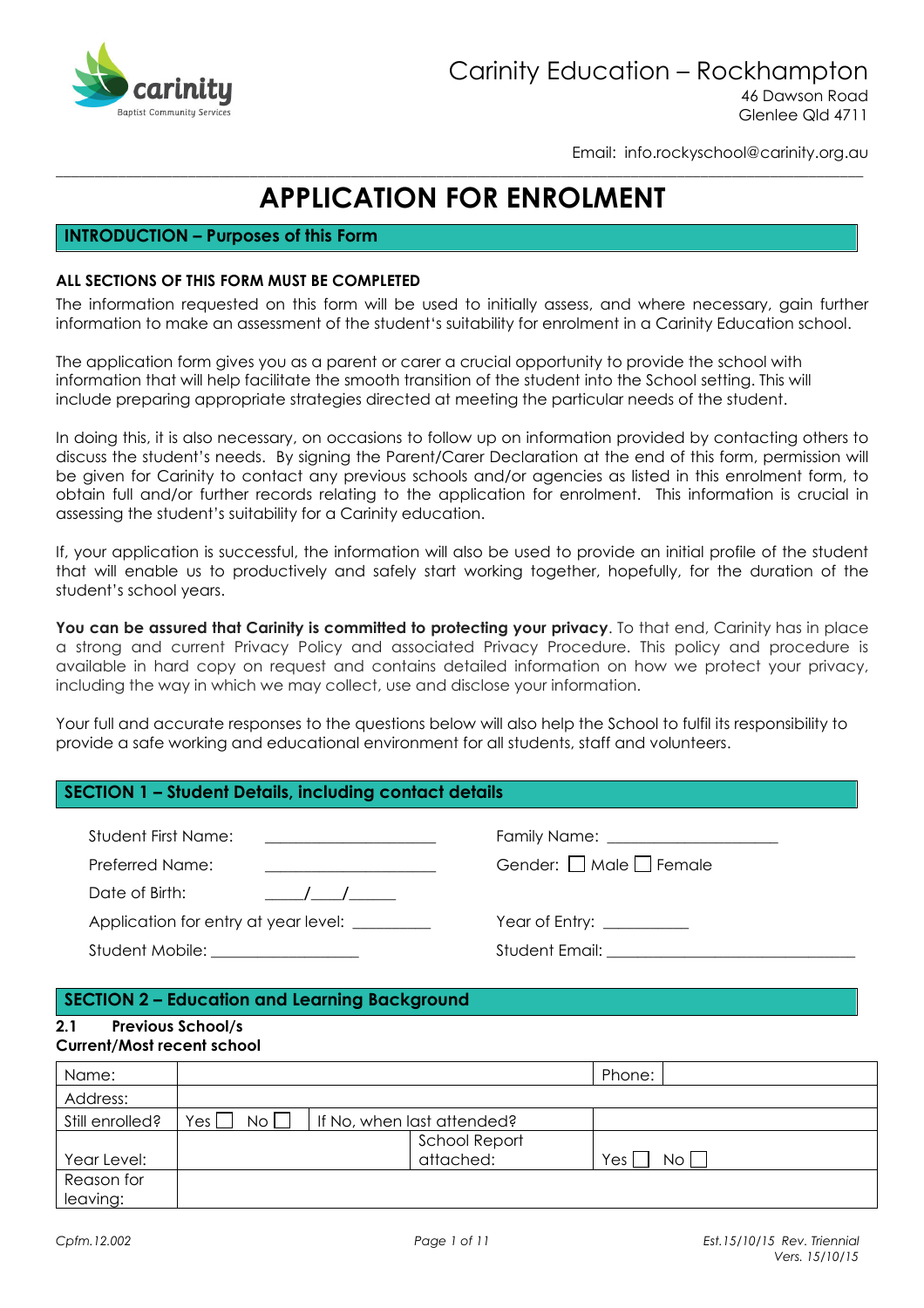Carinity Education – Rockhampton
46 Dawson Road
Glenlee Qld 4711

Email: info.rockyschool@carinity.org.au

# APPLICATION FOR ENROLMENT

## INTRODUCTION – Purposes of this Form

**ALL SECTIONS OF THIS FORM MUST BE COMPLETED**

The information requested on this form will be used to initially assess, and where necessary, gain further information to make an assessment of the student's suitability for enrolment in a Carinity Education school.

The application form gives you as a parent or carer a crucial opportunity to provide the school with information that will help facilitate the smooth transition of the student into the School setting. This will include preparing appropriate strategies directed at meeting the particular needs of the student.

In doing this, it is also necessary, on occasions to follow up on information provided by contacting others to discuss the student's needs. By signing the Parent/Carer Declaration at the end of this form, permission will be given for Carinity to contact any previous schools and/or agencies as listed in this enrolment form, to obtain full and/or further records relating to the application for enrolment. This information is crucial in assessing the student's suitability for a Carinity education.

If, your application is successful, the information will also be used to provide an initial profile of the student that will enable us to productively and safely start working together, hopefully, for the duration of the student's school years.

**You can be assured that Carinity is committed to protecting your privacy**. To that end, Carinity has in place a strong and current Privacy Policy and associated Privacy Procedure. This policy and procedure is available in hard copy on request and contains detailed information on how we protect your privacy, including the way in which we may collect, use and disclose your information.

Your full and accurate responses to the questions below will also help the School to fulfil its responsibility to provide a safe working and educational environment for all students, staff and volunteers.

## SECTION 1 – Student Details, including contact details

Student First Name: ____________________ Family Name: ____________________

Preferred Name: ____________________ Gender: ☐ Male ☐ Female

Date of Birth: ____/____/______

Application for entry at year level: _________ Year of Entry: _________

Student Mobile: ________________ Student Email: ____________________________

## SECTION 2 – Education and Learning Background

**2.1 Previous School/s**

**Current/Most recent school**

| Name: | | | Phone: | |
|---|---|---|---|---|
| Address: | | | | |
| Still enrolled? | Yes ☐ No ☐ | If No, when last attended? | | |
| Year Level: | | School Report attached: | Yes ☐ No ☐ | |
| Reason for leaving: | | | | |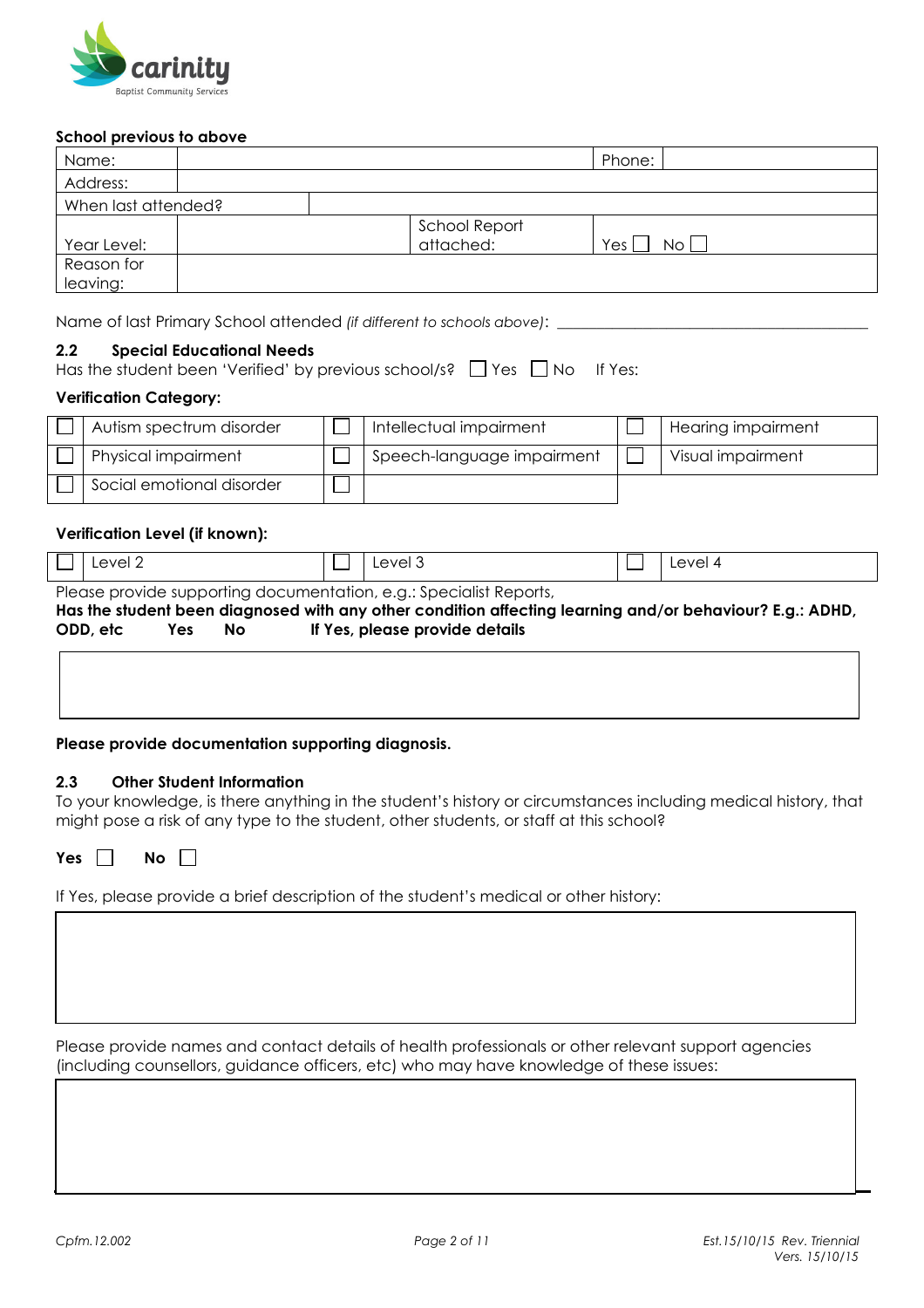**School previous to above**

| Name: | | | Phone: | |
|---|---|---|---|---|
| Address: | | | | |
| When last attended? | | | | |
| Year Level: | | School Report attached: | Yes ☐ No ☐ | |
| Reason for leaving: | | | | |

Name of last Primary School attended *(if different to schools above)*: ________________________________________

### 2.2 Special Educational Needs

Has the student been 'Verified' by previous school/s? ☐ Yes ☐ No If Yes:

**Verification Category:**

| | | | | | |
|---|---|---|---|---|---|
| ☐ | Autism spectrum disorder | ☐ | Intellectual impairment | ☐ | Hearing impairment |
| ☐ | Physical impairment | ☐ | Speech-language impairment | ☐ | Visual impairment |
| ☐ | Social emotional disorder | ☐ | | | |

**Verification Level (if known):**

| | | | | | |
|---|---|---|---|---|---|
| ☐ | Level 2 | ☐ | Level 3 | ☐ | Level 4 |

Please provide supporting documentation, e.g.: Specialist Reports,

**Has the student been diagnosed with any other condition affecting learning and/or behaviour? E.g.: ADHD, ODD, etc Yes No If Yes, please provide details**

**Please provide documentation supporting diagnosis.**

### 2.3 Other Student Information

To your knowledge, is there anything in the student's history or circumstances including medical history, that might pose a risk of any type to the student, other students, or staff at this school?

**Yes** ☐ **No** ☐

If Yes, please provide a brief description of the student's medical or other history:

Please provide names and contact details of health professionals or other relevant support agencies (including counsellors, guidance officers, etc) who may have knowledge of these issues:

*Cpfm.12.002*

*Est.15/10/15 Rev. Triennial Vers. 15/10/15*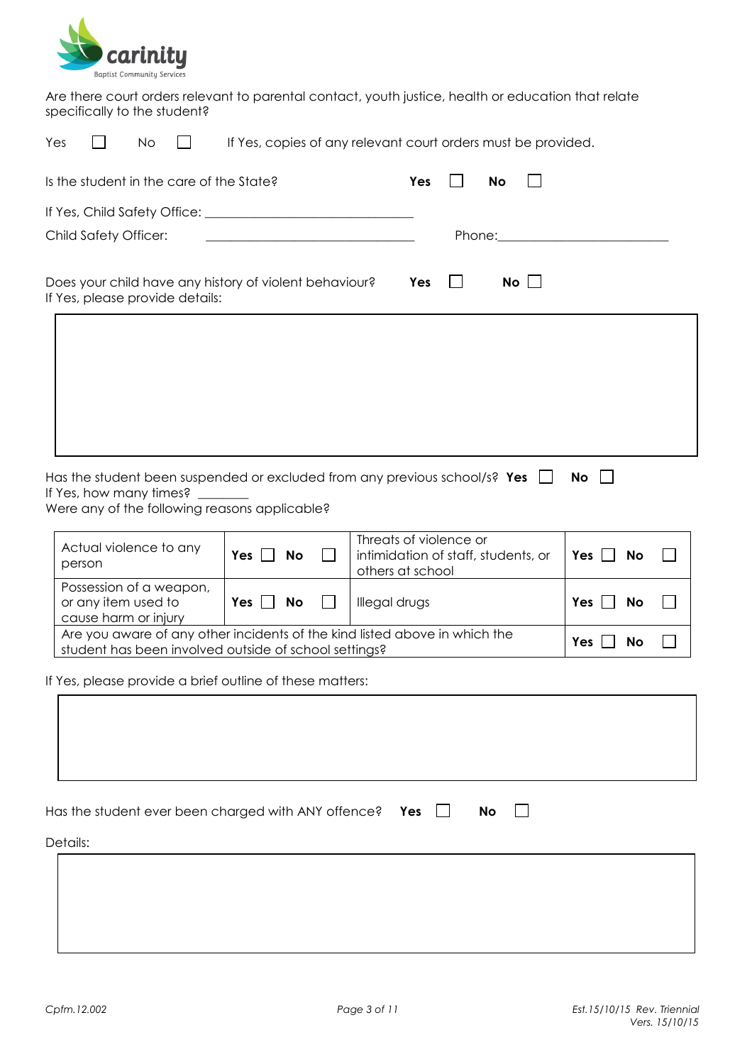Are there court orders relevant to parental contact, youth justice, health or education that relate specifically to the student?

Yes ☐ No ☐ If Yes, copies of any relevant court orders must be provided.

Is the student in the care of the State? **Yes** ☐ **No** ☐

If Yes, Child Safety Office: ______________________________

Child Safety Officer: ______________________________ Phone: ________________________

Does your child have any history of violent behaviour? **Yes** ☐ **No** ☐
If Yes, please provide details:

| |
|---|
| |

Has the student been suspended or excluded from any previous school/s? **Yes** ☐ **No** ☐
If Yes, how many times? ________
Were any of the following reasons applicable?

| | | | |
|---|---|---|---|
| Actual violence to any person | **Yes** ☐ **No** ☐ | Threats of violence or intimidation of staff, students, or others at school | **Yes** ☐ **No** ☐ |
| Possession of a weapon, or any item used to cause harm or injury | **Yes** ☐ **No** ☐ | Illegal drugs | **Yes** ☐ **No** ☐ |
| Are you aware of any other incidents of the kind listed above in which the student has been involved outside of school settings? | | | **Yes** ☐ **No** ☐ |

If Yes, please provide a brief outline of these matters:

| |
|---|
| |

Has the student ever been charged with ANY offence? **Yes** ☐ **No** ☐

Details:

| |
|---|
| |

*Cpfm.12.002* *Est.15/10/15 Rev. Triennial Vers. 15/10/15*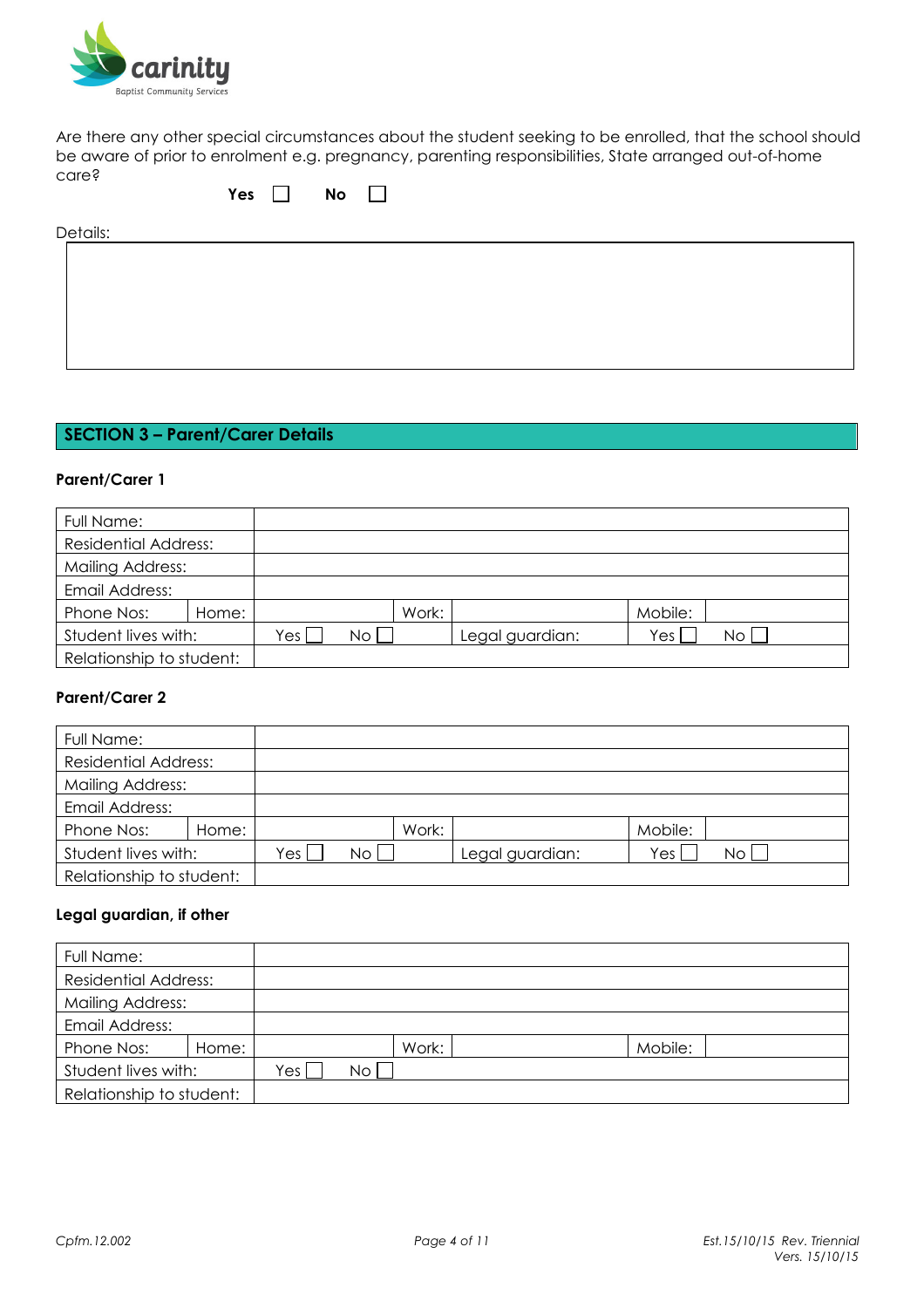Are there any other special circumstances about the student seeking to be enrolled, that the school should be aware of prior to enrolment e.g. pregnancy, parenting responsibilities, State arranged out-of-home care?

**Yes** ☐ **No** ☐

Details:

| |
|---|
| |

## SECTION 3 – Parent/Carer Details

**Parent/Carer 1**

| Full Name: | | | | | | |
|---|---|---|---|---|---|---|
| Residential Address: | | | | | | |
| Mailing Address: | | | | | | |
| Email Address: | | | | | | |
| Phone Nos: | Home: | | Work: | | Mobile: | |
| Student lives with: | | Yes ☐ No ☐ | | Legal guardian: | Yes ☐ | No ☐ |
| Relationship to student: | | | | | | |

**Parent/Carer 2**

| Full Name: | | | | | | |
|---|---|---|---|---|---|---|
| Residential Address: | | | | | | |
| Mailing Address: | | | | | | |
| Email Address: | | | | | | |
| Phone Nos: | Home: | | Work: | | Mobile: | |
| Student lives with: | | Yes ☐ No ☐ | | Legal guardian: | Yes ☐ | No ☐ |
| Relationship to student: | | | | | | |

**Legal guardian, if other**

| Full Name: | | | | | | |
|---|---|---|---|---|---|---|
| Residential Address: | | | | | | |
| Mailing Address: | | | | | | |
| Email Address: | | | | | | |
| Phone Nos: | Home: | | Work: | | Mobile: | |
| Student lives with: | | Yes ☐ No ☐ | | | | |
| Relationship to student: | | | | | | |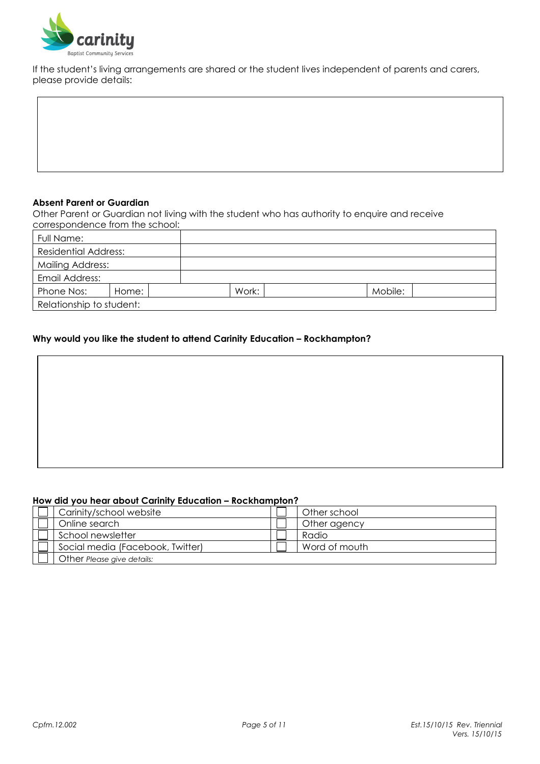If the student's living arrangements are shared or the student lives independent of parents and carers, please provide details:

**Absent Parent or Guardian**

Other Parent or Guardian not living with the student who has authority to enquire and receive correspondence from the school:

| Full Name: | | | | | |
|---|---|---|---|---|---|
| Residential Address: | | | | | |
| Mailing Address: | | | | | |
| Email Address: | | | | | |
| Phone Nos: | Home: | | Work: | | Mobile: |
| Relationship to student: | | | | | |

**Why would you like the student to attend Carinity Education – Rockhampton?**

**How did you hear about Carinity Education – Rockhampton?**

| | | | |
|---|---|---|---|
| ☐ | Carinity/school website | ☐ | Other school |
| ☐ | Online search | ☐ | Other agency |
| ☐ | School newsletter | ☐ | Radio |
| ☐ | Social media (Facebook, Twitter) | ☐ | Word of mouth |
| ☐ | Other *Please give details:* | | |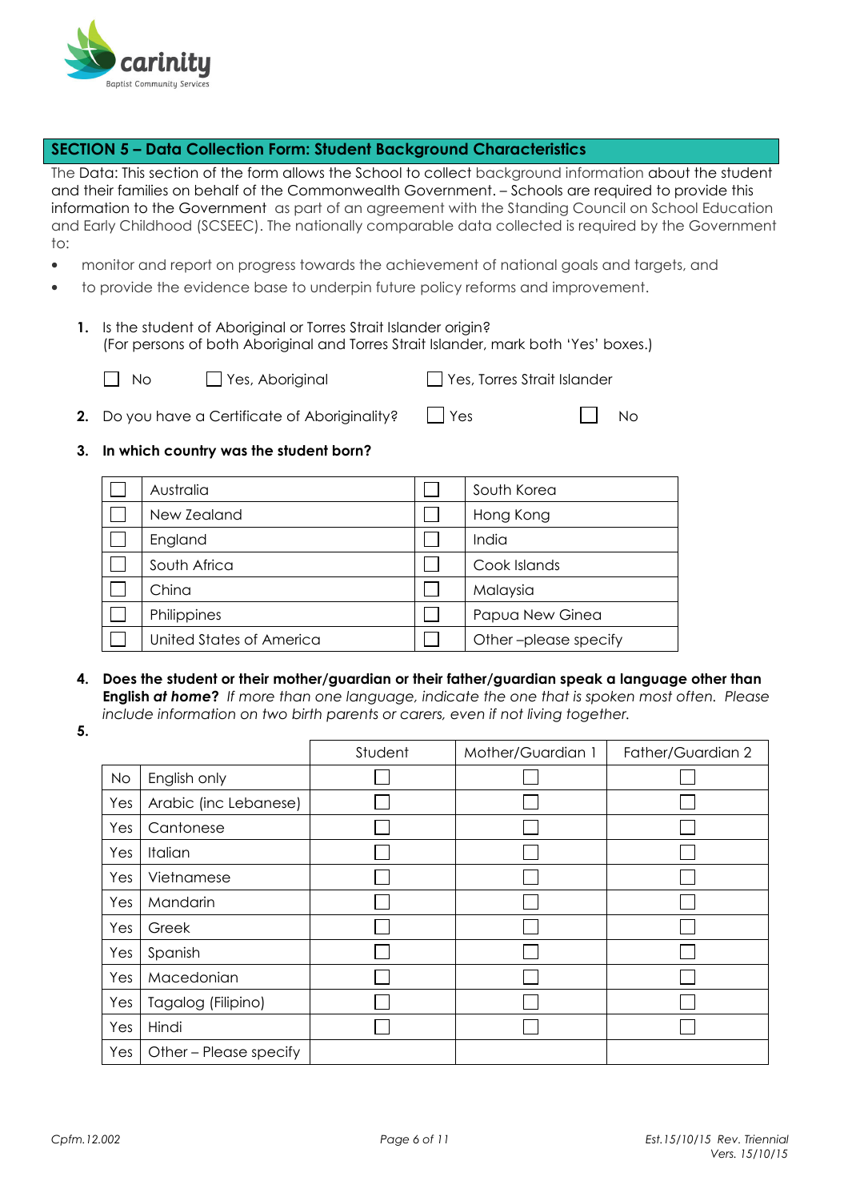## SECTION 5 – Data Collection Form: Student Background Characteristics

The Data: This section of the form allows the School to collect background information about the student and their families on behalf of the Commonwealth Government. – Schools are required to provide this information to the Government as part of an agreement with the Standing Council on School Education and Early Childhood (SCSEEC). The nationally comparable data collected is required by the Government to:

- monitor and report on progress towards the achievement of national goals and targets, and
- to provide the evidence base to underpin future policy reforms and improvement.

1. Is the student of Aboriginal or Torres Strait Islander origin?
   (For persons of both Aboriginal and Torres Strait Islander, mark both 'Yes' boxes.)

   ☐ No ☐ Yes, Aboriginal ☐ Yes, Torres Strait Islander

2. Do you have a Certificate of Aboriginality? ☐ Yes ☐ No

3. **In which country was the student born?**

| | | | |
|---|---|---|---|
| ☐ | Australia | ☐ | South Korea |
| ☐ | New Zealand | ☐ | Hong Kong |
| ☐ | England | ☐ | India |
| ☐ | South Africa | ☐ | Cook Islands |
| ☐ | China | ☐ | Malaysia |
| ☐ | Philippines | ☐ | Papua New Ginea |
| ☐ | United States of America | ☐ | Other –please specify |

4. **Does the student or their mother/guardian or their father/guardian speak a language other than English *at home*?** *If more than one language, indicate the one that is spoken most often. Please include information on two birth parents or carers, even if not living together.*

5.

| | | Student | Mother/Guardian 1 | Father/Guardian 2 |
|---|---|---|---|---|
| No | English only | ☐ | ☐ | ☐ |
| Yes | Arabic (inc Lebanese) | ☐ | ☐ | ☐ |
| Yes | Cantonese | ☐ | ☐ | ☐ |
| Yes | Italian | ☐ | ☐ | ☐ |
| Yes | Vietnamese | ☐ | ☐ | ☐ |
| Yes | Mandarin | ☐ | ☐ | ☐ |
| Yes | Greek | ☐ | ☐ | ☐ |
| Yes | Spanish | ☐ | ☐ | ☐ |
| Yes | Macedonian | ☐ | ☐ | ☐ |
| Yes | Tagalog (Filipino) | ☐ | ☐ | ☐ |
| Yes | Hindi | ☐ | ☐ | ☐ |
| Yes | Other – Please specify | | | |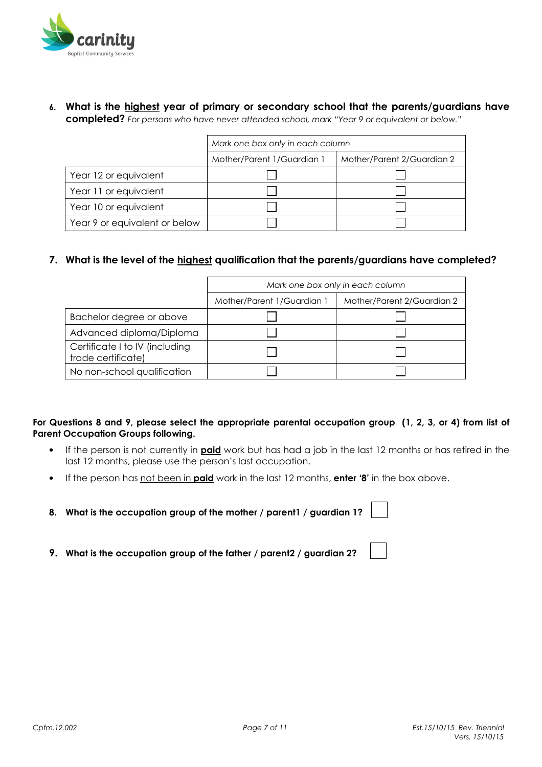**6. What is the <u>highest</u> year of primary or secondary school that the parents/guardians have completed?** *For persons who have never attended school, mark "Year 9 or equivalent or below."*

| | *Mark one box only in each column* | |
|---|---|---|
| | Mother/Parent 1/Guardian 1 | Mother/Parent 2/Guardian 2 |
| Year 12 or equivalent | ☐ | ☐ |
| Year 11 or equivalent | ☐ | ☐ |
| Year 10 or equivalent | ☐ | ☐ |
| Year 9 or equivalent or below | ☐ | ☐ |

**7. What is the level of the <u>highest</u> qualification that the parents/guardians have completed?**

| | *Mark one box only in each column* | |
|---|---|---|
| | Mother/Parent 1/Guardian 1 | Mother/Parent 2/Guardian 2 |
| Bachelor degree or above | ☐ | ☐ |
| Advanced diploma/Diploma | ☐ | ☐ |
| Certificate I to IV (including trade certificate) | ☐ | ☐ |
| No non-school qualification | ☐ | ☐ |

**For Questions 8 and 9, please select the appropriate parental occupation group (1, 2, 3, or 4) from list of Parent Occupation Groups following.**

- If the person is not currently in **<u>paid</u>** work but has had a job in the last 12 months or has retired in the last 12 months, please use the person's last occupation.
- If the person has <u>not been in **paid**</u> work in the last 12 months, **enter '8'** in the box above.

**8. What is the occupation group of the mother / parent1 / guardian 1?** ☐

**9. What is the occupation group of the father / parent2 / guardian 2?** ☐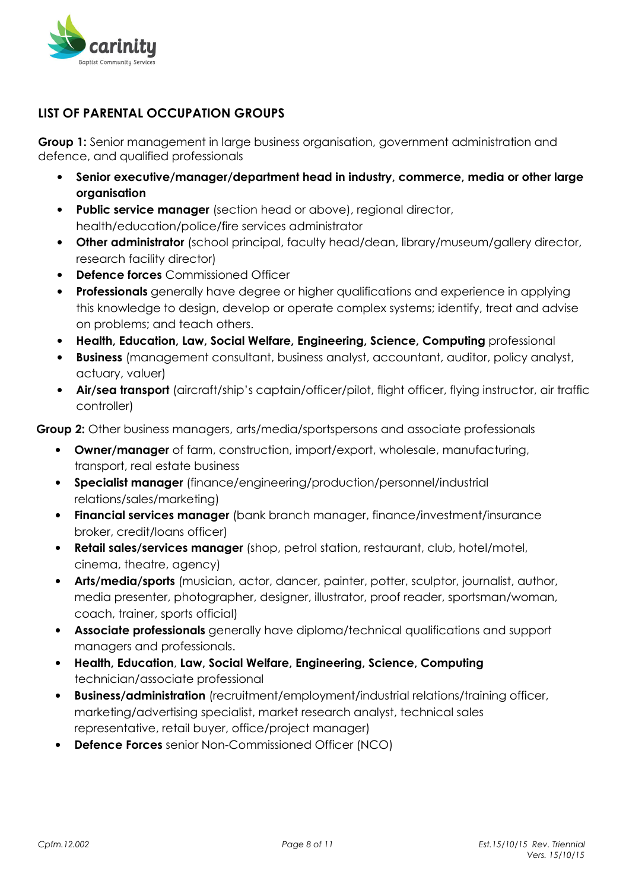## LIST OF PARENTAL OCCUPATION GROUPS

**Group 1:** Senior management in large business organisation, government administration and defence, and qualified professionals

- **Senior executive/manager/department head in industry, commerce, media or other large organisation**
- **Public service manager** (section head or above), regional director, health/education/police/fire services administrator
- **Other administrator** (school principal, faculty head/dean, library/museum/gallery director, research facility director)
- **Defence forces** Commissioned Officer
- **Professionals** generally have degree or higher qualifications and experience in applying this knowledge to design, develop or operate complex systems; identify, treat and advise on problems; and teach others.
- **Health, Education, Law, Social Welfare, Engineering, Science, Computing** professional
- **Business** (management consultant, business analyst, accountant, auditor, policy analyst, actuary, valuer)
- **Air/sea transport** (aircraft/ship's captain/officer/pilot, flight officer, flying instructor, air traffic controller)

**Group 2:** Other business managers, arts/media/sportspersons and associate professionals

- **Owner/manager** of farm, construction, import/export, wholesale, manufacturing, transport, real estate business
- **Specialist manager** (finance/engineering/production/personnel/industrial relations/sales/marketing)
- **Financial services manager** (bank branch manager, finance/investment/insurance broker, credit/loans officer)
- **Retail sales/services manager** (shop, petrol station, restaurant, club, hotel/motel, cinema, theatre, agency)
- **Arts/media/sports** (musician, actor, dancer, painter, potter, sculptor, journalist, author, media presenter, photographer, designer, illustrator, proof reader, sportsman/woman, coach, trainer, sports official)
- **Associate professionals** generally have diploma/technical qualifications and support managers and professionals.
- **Health, Education**, **Law, Social Welfare, Engineering, Science, Computing** technician/associate professional
- **Business/administration** (recruitment/employment/industrial relations/training officer, marketing/advertising specialist, market research analyst, technical sales representative, retail buyer, office/project manager)
- **Defence Forces** senior Non-Commissioned Officer (NCO)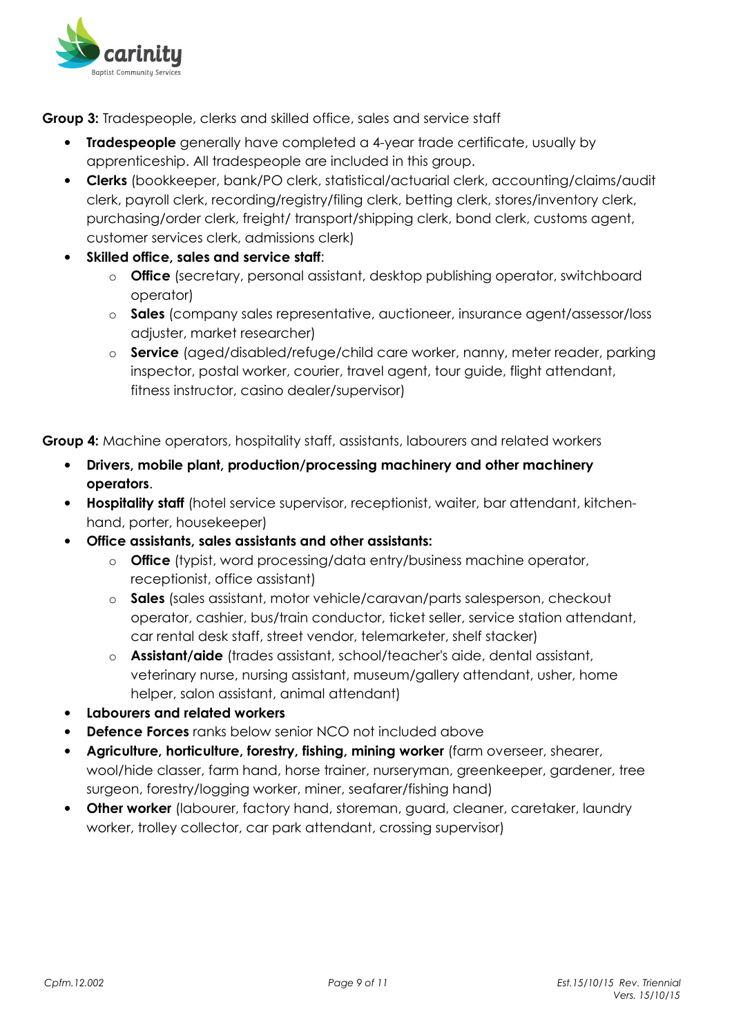**Group 3:** Tradespeople, clerks and skilled office, sales and service staff

- **Tradespeople** generally have completed a 4-year trade certificate, usually by apprenticeship. All tradespeople are included in this group.
- **Clerks** (bookkeeper, bank/PO clerk, statistical/actuarial clerk, accounting/claims/audit clerk, payroll clerk, recording/registry/filing clerk, betting clerk, stores/inventory clerk, purchasing/order clerk, freight/ transport/shipping clerk, bond clerk, customs agent, customer services clerk, admissions clerk)
- **Skilled office, sales and service staff**:
  - **Office** (secretary, personal assistant, desktop publishing operator, switchboard operator)
  - **Sales** (company sales representative, auctioneer, insurance agent/assessor/loss adjuster, market researcher)
  - **Service** (aged/disabled/refuge/child care worker, nanny, meter reader, parking inspector, postal worker, courier, travel agent, tour guide, flight attendant, fitness instructor, casino dealer/supervisor)

**Group 4:** Machine operators, hospitality staff, assistants, labourers and related workers

- **Drivers, mobile plant, production/processing machinery and other machinery operators**.
- **Hospitality staff** (hotel service supervisor, receptionist, waiter, bar attendant, kitchen-hand, porter, housekeeper)
- **Office assistants, sales assistants and other assistants:**
  - **Office** (typist, word processing/data entry/business machine operator, receptionist, office assistant)
  - **Sales** (sales assistant, motor vehicle/caravan/parts salesperson, checkout operator, cashier, bus/train conductor, ticket seller, service station attendant, car rental desk staff, street vendor, telemarketer, shelf stacker)
  - **Assistant/aide** (trades assistant, school/teacher's aide, dental assistant, veterinary nurse, nursing assistant, museum/gallery attendant, usher, home helper, salon assistant, animal attendant)
- **Labourers and related workers**
- **Defence Forces** ranks below senior NCO not included above
- **Agriculture, horticulture, forestry, fishing, mining worker** (farm overseer, shearer, wool/hide classer, farm hand, horse trainer, nurseryman, greenkeeper, gardener, tree surgeon, forestry/logging worker, miner, seafarer/fishing hand)
- **Other worker** (labourer, factory hand, storeman, guard, cleaner, caretaker, laundry worker, trolley collector, car park attendant, crossing supervisor)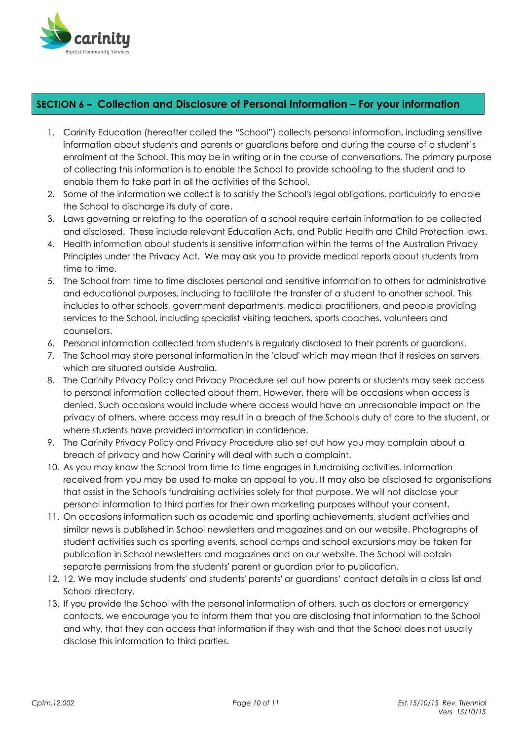## SECTION 6 – Collection and Disclosure of Personal Information – For your information

1. Carinity Education (hereafter called the "School") collects personal information, including sensitive information about students and parents or guardians before and during the course of a student's enrolment at the School. This may be in writing or in the course of conversations. The primary purpose of collecting this information is to enable the School to provide schooling to the student and to enable them to take part in all the activities of the School.
2. Some of the information we collect is to satisfy the School's legal obligations, particularly to enable the School to discharge its duty of care.
3. Laws governing or relating to the operation of a school require certain information to be collected and disclosed. These include relevant Education Acts, and Public Health and Child Protection laws.
4. Health information about students is sensitive information within the terms of the Australian Privacy Principles under the Privacy Act. We may ask you to provide medical reports about students from time to time.
5. The School from time to time discloses personal and sensitive information to others for administrative and educational purposes, including to facilitate the transfer of a student to another school. This includes to other schools, government departments, medical practitioners, and people providing services to the School, including specialist visiting teachers, sports coaches, volunteers and counsellors.
6. Personal information collected from students is regularly disclosed to their parents or guardians.
7. The School may store personal information in the 'cloud' which may mean that it resides on servers which are situated outside Australia.
8. The Carinity Privacy Policy and Privacy Procedure set out how parents or students may seek access to personal information collected about them. However, there will be occasions when access is denied. Such occasions would include where access would have an unreasonable impact on the privacy of others, where access may result in a breach of the School's duty of care to the student, or where students have provided information in confidence.
9. The Carinity Privacy Policy and Privacy Procedure also set out how you may complain about a breach of privacy and how Carinity will deal with such a complaint.
10. As you may know the School from time to time engages in fundraising activities. Information received from you may be used to make an appeal to you. It may also be disclosed to organisations that assist in the School's fundraising activities solely for that purpose. We will not disclose your personal information to third parties for their own marketing purposes without your consent.
11. On occasions information such as academic and sporting achievements, student activities and similar news is published in School newsletters and magazines and on our website. Photographs of student activities such as sporting events, school camps and school excursions may be taken for publication in School newsletters and magazines and on our website. The School will obtain separate permissions from the students' parent or guardian prior to publication.
12. 12. We may include students' and students' parents' or guardians' contact details in a class list and School directory.
13. If you provide the School with the personal information of others, such as doctors or emergency contacts, we encourage you to inform them that you are disclosing that information to the School and why, that they can access that information if they wish and that the School does not usually disclose this information to third parties.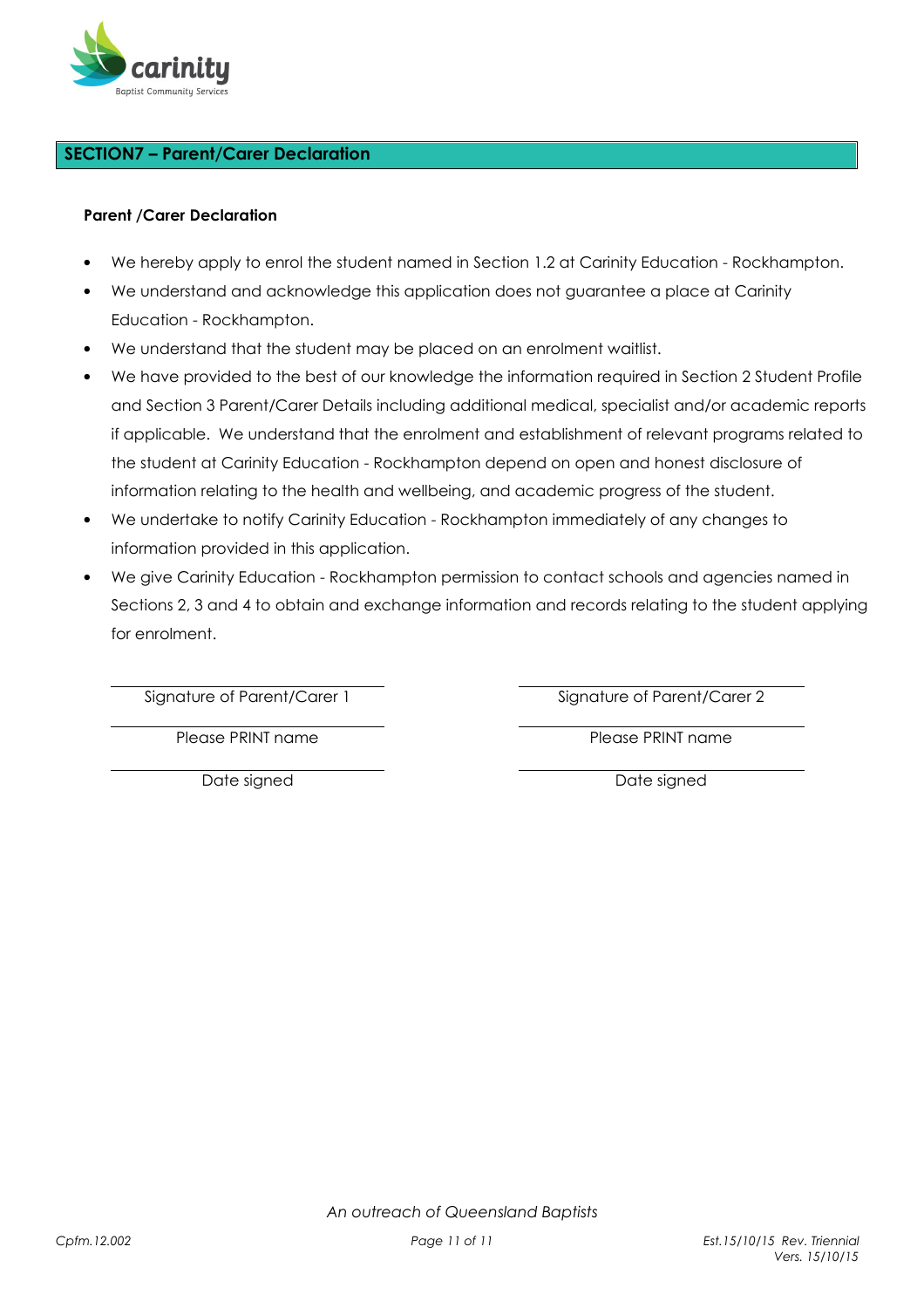## SECTION7 – Parent/Carer Declaration

**Parent /Carer Declaration**

- We hereby apply to enrol the student named in Section 1.2 at Carinity Education - Rockhampton.
- We understand and acknowledge this application does not guarantee a place at Carinity Education - Rockhampton.
- We understand that the student may be placed on an enrolment waitlist.
- We have provided to the best of our knowledge the information required in Section 2 Student Profile and Section 3 Parent/Carer Details including additional medical, specialist and/or academic reports if applicable. We understand that the enrolment and establishment of relevant programs related to the student at Carinity Education - Rockhampton depend on open and honest disclosure of information relating to the health and wellbeing, and academic progress of the student.
- We undertake to notify Carinity Education - Rockhampton immediately of any changes to information provided in this application.
- We give Carinity Education - Rockhampton permission to contact schools and agencies named in Sections 2, 3 and 4 to obtain and exchange information and records relating to the student applying for enrolment.

| | |
|---|---|
| ______________________ | ______________________ |
| Signature of Parent/Carer 1 | Signature of Parent/Carer 2 |
| ______________________ | ______________________ |
| Please PRINT name | Please PRINT name |
| ______________________ | ______________________ |
| Date signed | Date signed |

*An outreach of Queensland Baptists*

*Cpfm.12.002* *Est.15/10/15 Rev. Triennial Vers. 15/10/15*